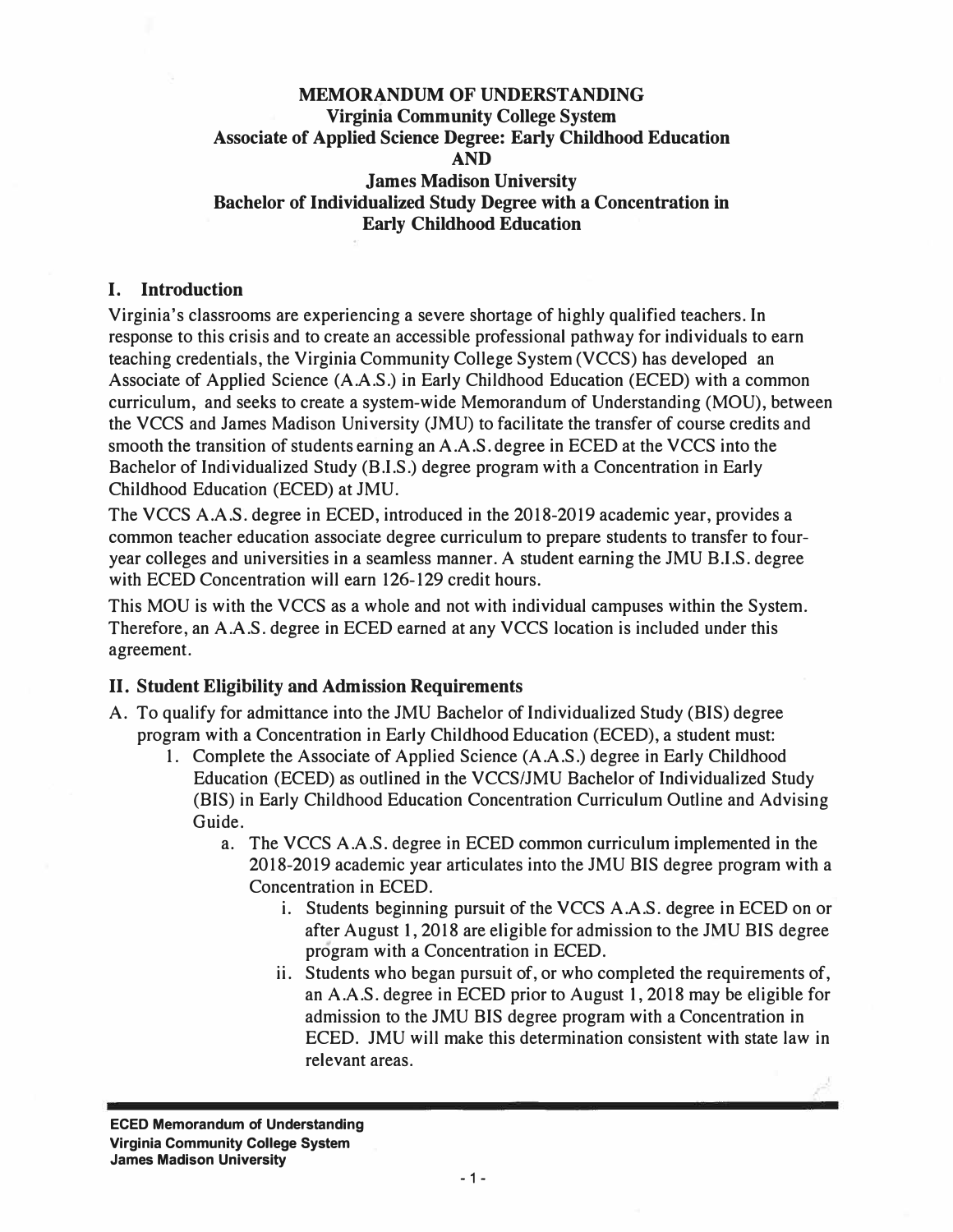# MEMORANDUM OF UNDERSTANDING
## Virginia Community College System
## Associate of Applied Science Degree: Early Childhood Education
## AND
## James Madison University
## Bachelor of Individualized Study Degree with a Concentration in Early Childhood Education

## I. Introduction

Virginia's classrooms are experiencing a severe shortage of highly qualified teachers. In response to this crisis and to create an accessible professional pathway for individuals to earn teaching credentials, the Virginia Community College System (VCCS) has developed an Associate of Applied Science (A.A.S.) in Early Childhood Education (ECED) with a common curriculum, and seeks to create a system-wide Memorandum of Understanding (MOU), between the VCCS and James Madison University (JMU) to facilitate the transfer of course credits and smooth the transition of students earning an A.A.S. degree in ECED at the VCCS into the Bachelor of Individualized Study (B.I.S.) degree program with a Concentration in Early Childhood Education (ECED) at JMU.

The VCCS A.A.S. degree in ECED, introduced in the 2018-2019 academic year, provides a common teacher education associate degree curriculum to prepare students to transfer to four-year colleges and universities in a seamless manner. A student earning the JMU B.I.S. degree with ECED Concentration will earn 126-129 credit hours.

This MOU is with the VCCS as a whole and not with individual campuses within the System. Therefore, an A.A.S. degree in ECED earned at any VCCS location is included under this agreement.

## II. Student Eligibility and Admission Requirements

A. To qualify for admittance into the JMU Bachelor of Individualized Study (BIS) degree program with a Concentration in Early Childhood Education (ECED), a student must:

1. Complete the Associate of Applied Science (A.A.S.) degree in Early Childhood Education (ECED) as outlined in the VCCS/JMU Bachelor of Individualized Study (BIS) in Early Childhood Education Concentration Curriculum Outline and Advising Guide.
    a. The VCCS A.A.S. degree in ECED common curriculum implemented in the 2018-2019 academic year articulates into the JMU BIS degree program with a Concentration in ECED.
        i. Students beginning pursuit of the VCCS A.A.S. degree in ECED on or after August 1, 2018 are eligible for admission to the JMU BIS degree program with a Concentration in ECED.
        ii. Students who began pursuit of, or who completed the requirements of, an A.A.S. degree in ECED prior to August 1, 2018 may be eligible for admission to the JMU BIS degree program with a Concentration in ECED. JMU will make this determination consistent with state law in relevant areas.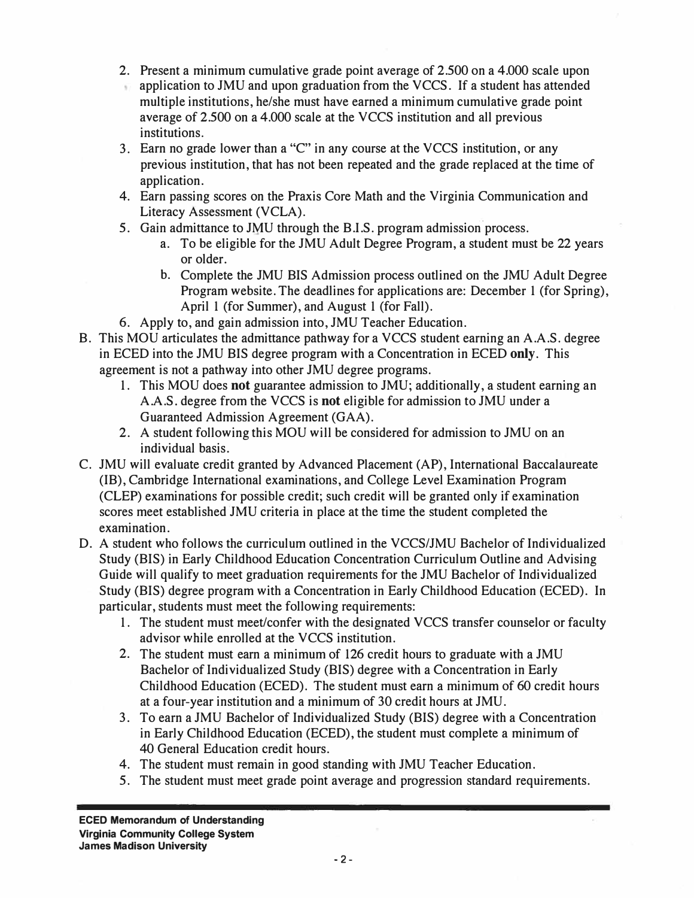2. Present a minimum cumulative grade point average of 2.500 on a 4.000 scale upon application to JMU and upon graduation from the VCCS. If a student has attended multiple institutions, he/she must have earned a minimum cumulative grade point average of 2.500 on a 4.000 scale at the VCCS institution and all previous institutions.
3. Earn no grade lower than a "C" in any course at the VCCS institution, or any previous institution, that has not been repeated and the grade replaced at the time of application.
4. Earn passing scores on the Praxis Core Math and the Virginia Communication and Literacy Assessment (VCLA).
5. Gain admittance to JMU through the B.I.S. program admission process.
    a. To be eligible for the JMU Adult Degree Program, a student must be 22 years or older.
    b. Complete the JMU BIS Admission process outlined on the JMU Adult Degree Program website. The deadlines for applications are: December 1 (for Spring), April 1 (for Summer), and August 1 (for Fall).
6. Apply to, and gain admission into, JMU Teacher Education.

B. This MOU articulates the admittance pathway for a VCCS student earning an A.A.S. degree in ECED into the JMU BIS degree program with a Concentration in ECED **only**. This agreement is not a pathway into other JMU degree programs.
    1. This MOU does **not** guarantee admission to JMU; additionally, a student earning an A.A.S. degree from the VCCS is **not** eligible for admission to JMU under a Guaranteed Admission Agreement (GAA).
    2. A student following this MOU will be considered for admission to JMU on an individual basis.

C. JMU will evaluate credit granted by Advanced Placement (AP), International Baccalaureate (IB), Cambridge International examinations, and College Level Examination Program (CLEP) examinations for possible credit; such credit will be granted only if examination scores meet established JMU criteria in place at the time the student completed the examination.

D. A student who follows the curriculum outlined in the VCCS/JMU Bachelor of Individualized Study (BIS) in Early Childhood Education Concentration Curriculum Outline and Advising Guide will qualify to meet graduation requirements for the JMU Bachelor of Individualized Study (BIS) degree program with a Concentration in Early Childhood Education (ECED). In particular, students must meet the following requirements:
    1. The student must meet/confer with the designated VCCS transfer counselor or faculty advisor while enrolled at the VCCS institution.
    2. The student must earn a minimum of 126 credit hours to graduate with a JMU Bachelor of Individualized Study (BIS) degree with a Concentration in Early Childhood Education (ECED). The student must earn a minimum of 60 credit hours at a four-year institution and a minimum of 30 credit hours at JMU.
    3. To earn a JMU Bachelor of Individualized Study (BIS) degree with a Concentration in Early Childhood Education (ECED), the student must complete a minimum of 40 General Education credit hours.
    4. The student must remain in good standing with JMU Teacher Education.
    5. The student must meet grade point average and progression standard requirements.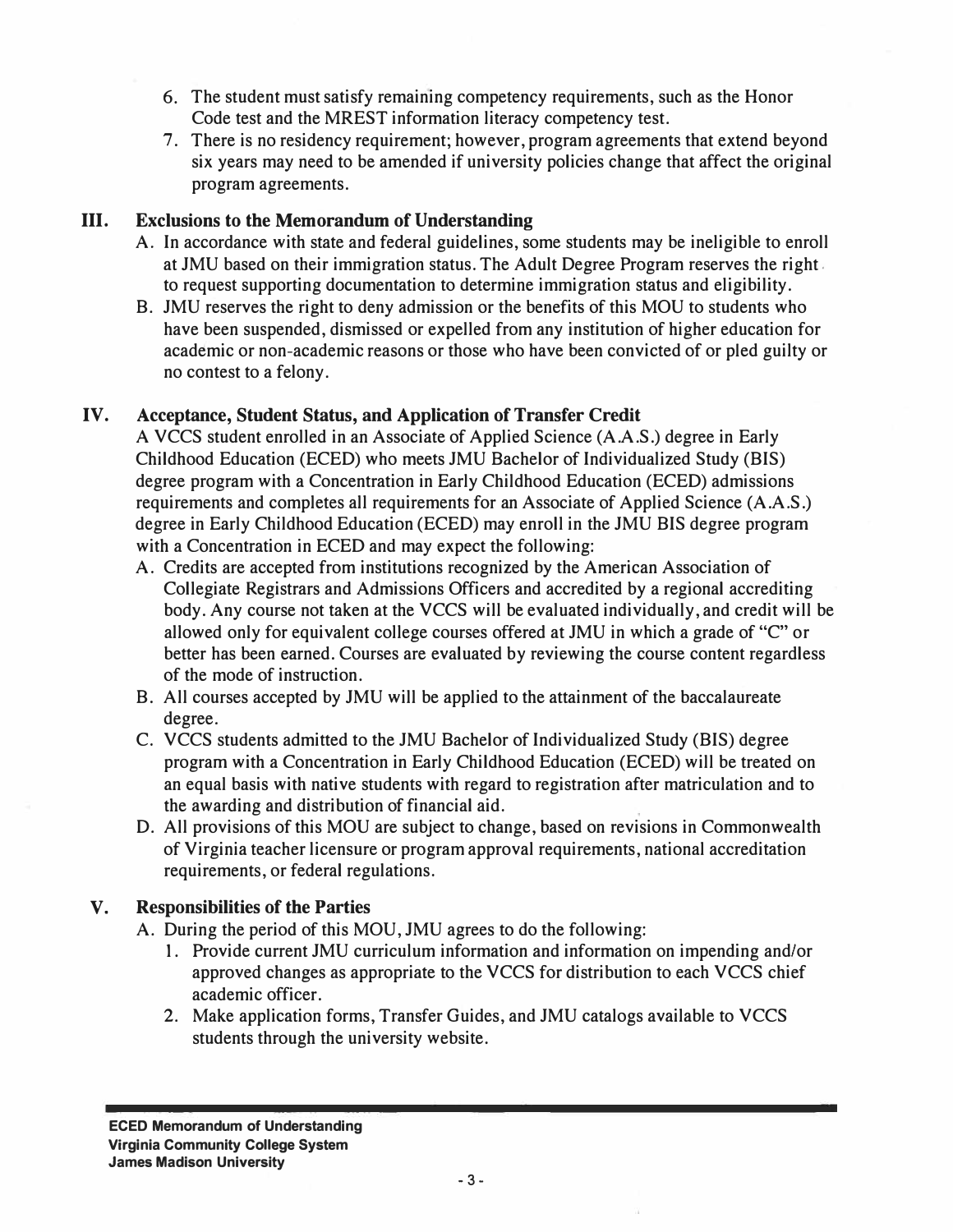6. The student must satisfy remaining competency requirements, such as the Honor Code test and the MREST information literacy competency test.
7. There is no residency requirement; however, program agreements that extend beyond six years may need to be amended if university policies change that affect the original program agreements.

## III. Exclusions to the Memorandum of Understanding

A. In accordance with state and federal guidelines, some students may be ineligible to enroll at JMU based on their immigration status. The Adult Degree Program reserves the right to request supporting documentation to determine immigration status and eligibility.

B. JMU reserves the right to deny admission or the benefits of this MOU to students who have been suspended, dismissed or expelled from any institution of higher education for academic or non-academic reasons or those who have been convicted of or pled guilty or no contest to a felony.

## IV. Acceptance, Student Status, and Application of Transfer Credit

A VCCS student enrolled in an Associate of Applied Science (A.A.S.) degree in Early Childhood Education (ECED) who meets JMU Bachelor of Individualized Study (BIS) degree program with a Concentration in Early Childhood Education (ECED) admissions requirements and completes all requirements for an Associate of Applied Science (A.A.S.) degree in Early Childhood Education (ECED) may enroll in the JMU BIS degree program with a Concentration in ECED and may expect the following:

A. Credits are accepted from institutions recognized by the American Association of Collegiate Registrars and Admissions Officers and accredited by a regional accrediting body. Any course not taken at the VCCS will be evaluated individually, and credit will be allowed only for equivalent college courses offered at JMU in which a grade of "C" or better has been earned. Courses are evaluated by reviewing the course content regardless of the mode of instruction.

B. All courses accepted by JMU will be applied to the attainment of the baccalaureate degree.

C. VCCS students admitted to the JMU Bachelor of Individualized Study (BIS) degree program with a Concentration in Early Childhood Education (ECED) will be treated on an equal basis with native students with regard to registration after matriculation and to the awarding and distribution of financial aid.

D. All provisions of this MOU are subject to change, based on revisions in Commonwealth of Virginia teacher licensure or program approval requirements, national accreditation requirements, or federal regulations.

## V. Responsibilities of the Parties

A. During the period of this MOU, JMU agrees to do the following:

1. Provide current JMU curriculum information and information on impending and/or approved changes as appropriate to the VCCS for distribution to each VCCS chief academic officer.
2. Make application forms, Transfer Guides, and JMU catalogs available to VCCS students through the university website.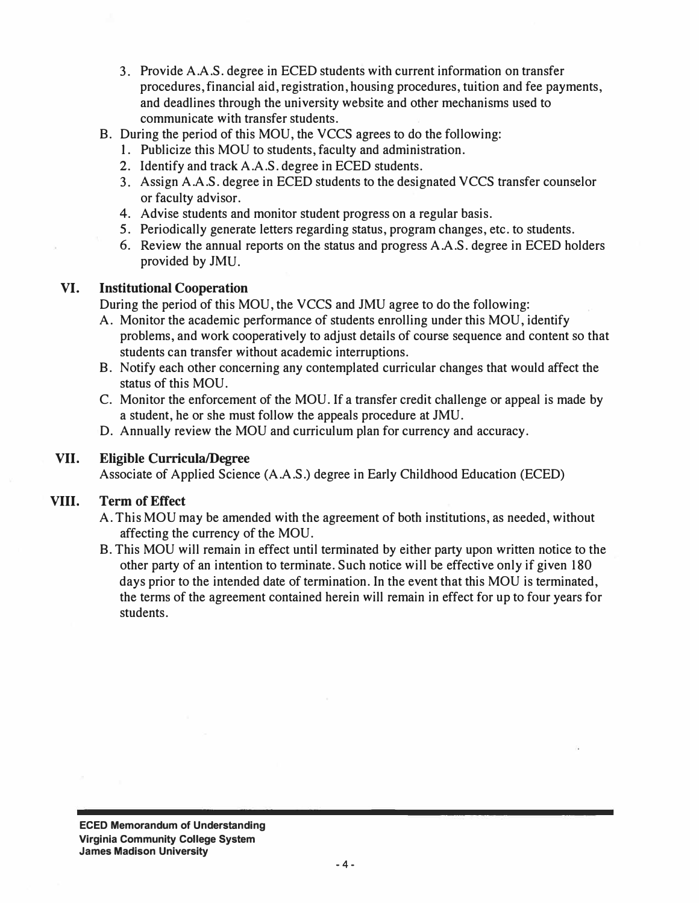3. Provide A.A.S. degree in ECED students with current information on transfer procedures, financial aid, registration, housing procedures, tuition and fee payments, and deadlines through the university website and other mechanisms used to communicate with transfer students.

B. During the period of this MOU, the VCCS agrees to do the following:
   1. Publicize this MOU to students, faculty and administration.
   2. Identify and track A.A.S. degree in ECED students.
   3. Assign A.A.S. degree in ECED students to the designated VCCS transfer counselor or faculty advisor.
   4. Advise students and monitor student progress on a regular basis.
   5. Periodically generate letters regarding status, program changes, etc. to students.
   6. Review the annual reports on the status and progress A.A.S. degree in ECED holders provided by JMU.

## VI. Institutional Cooperation

During the period of this MOU, the VCCS and JMU agree to do the following:

A. Monitor the academic performance of students enrolling under this MOU, identify problems, and work cooperatively to adjust details of course sequence and content so that students can transfer without academic interruptions.

B. Notify each other concerning any contemplated curricular changes that would affect the status of this MOU.

C. Monitor the enforcement of the MOU. If a transfer credit challenge or appeal is made by a student, he or she must follow the appeals procedure at JMU.

D. Annually review the MOU and curriculum plan for currency and accuracy.

## VII. Eligible Curricula/Degree

Associate of Applied Science (A.A.S.) degree in Early Childhood Education (ECED)

## VIII. Term of Effect

A. This MOU may be amended with the agreement of both institutions, as needed, without affecting the currency of the MOU.

B. This MOU will remain in effect until terminated by either party upon written notice to the other party of an intention to terminate. Such notice will be effective only if given 180 days prior to the intended date of termination. In the event that this MOU is terminated, the terms of the agreement contained herein will remain in effect for up to four years for students.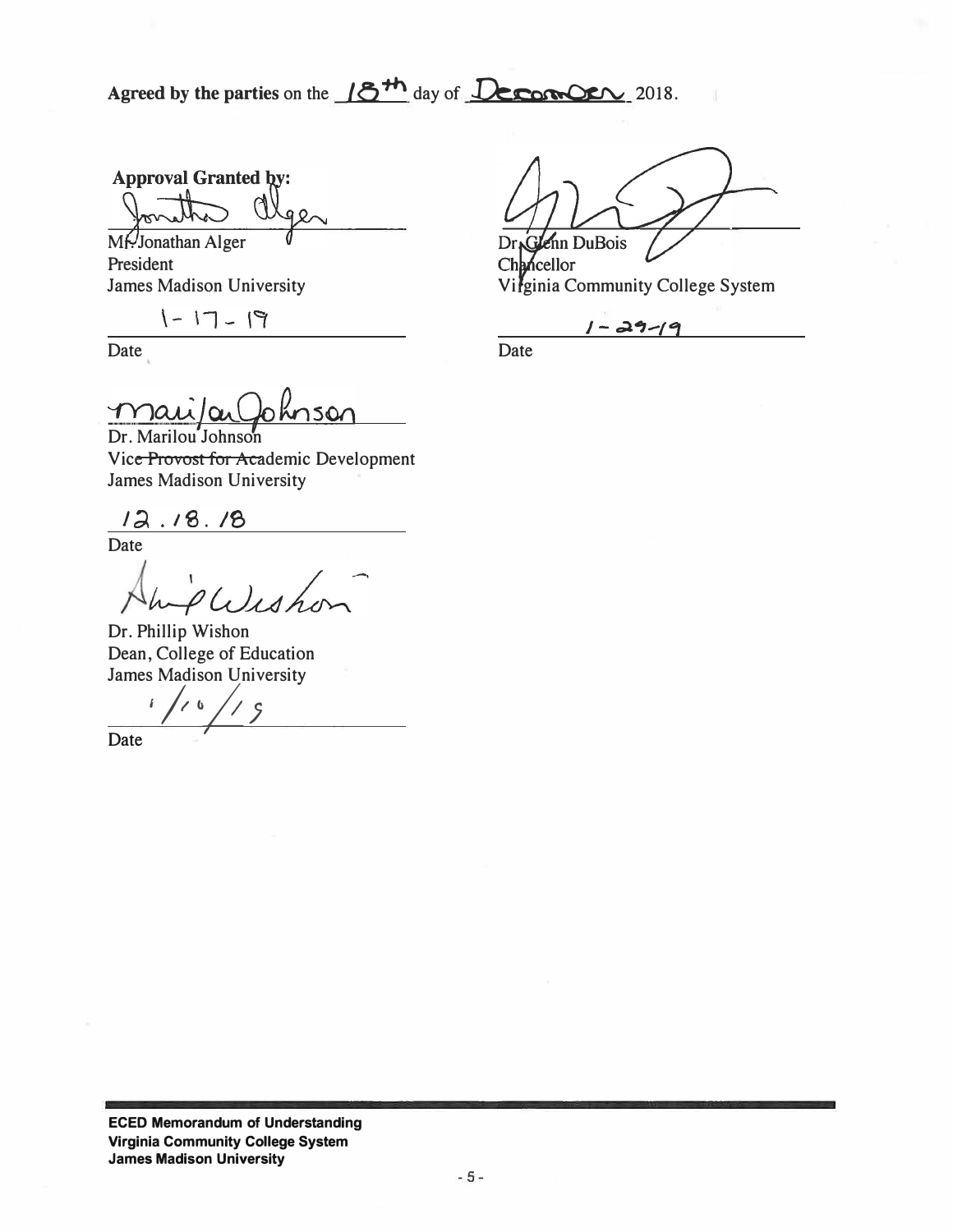**Agreed by the parties** on the 18th day of December 2018.

**Approval Granted by:**

Jonathan Alger

Mr. Jonathan Alger
President
James Madison University

1-17-19

Date

Glenn DuBois

Dr. Glenn DuBois
Chancellor
Virginia Community College System

1-29-19

Date

Marilou Johnson

Dr. Marilou Johnson
Vice ~~Provost for Aca~~demic Development
James Madison University

12.18.18

Date

Phillip Wishon

Dr. Phillip Wishon
Dean, College of Education
James Madison University

1/10/19

Date

**ECED Memorandum of Understanding**
**Virginia Community College System**
**James Madison University**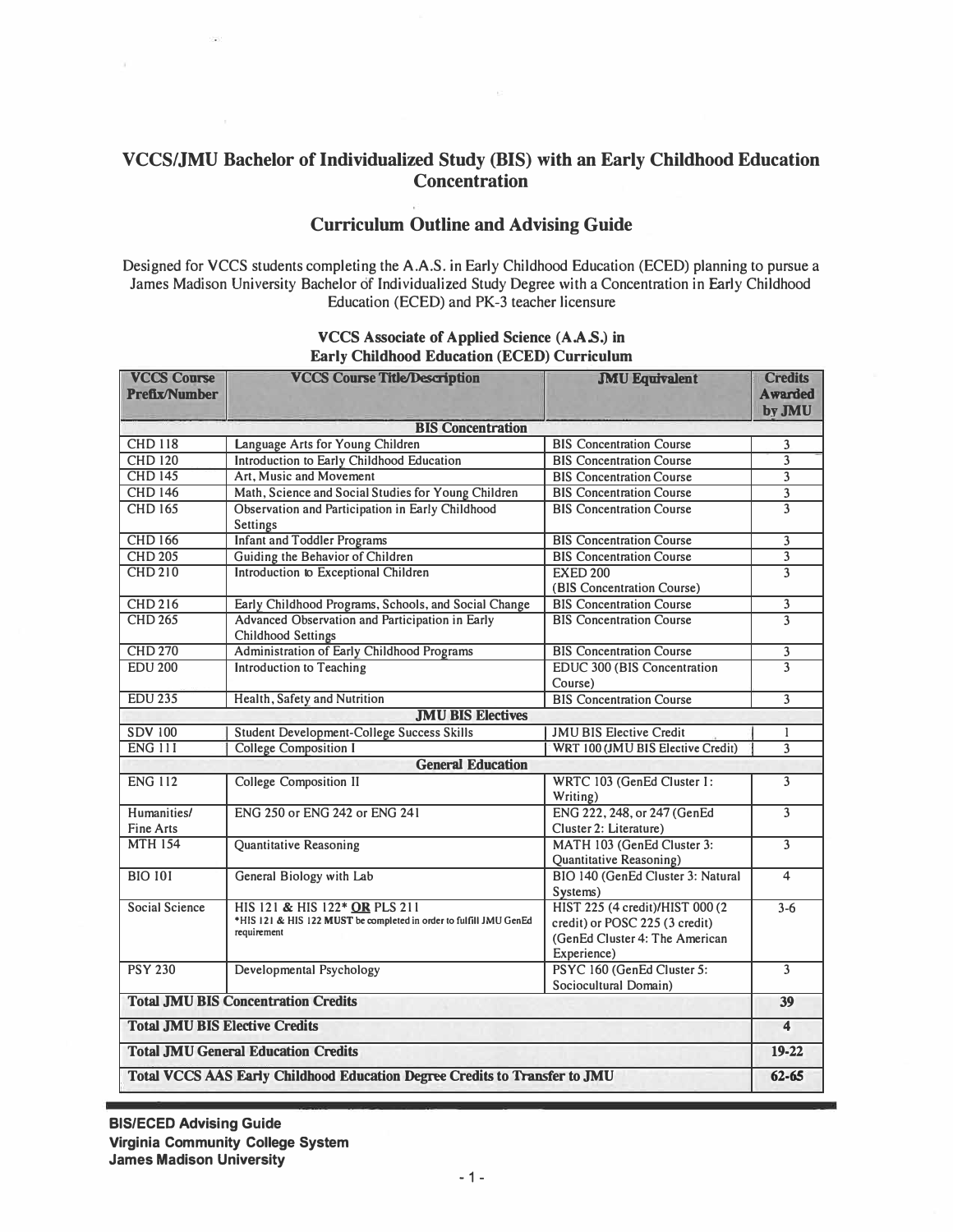# VCCS/JMU Bachelor of Individualized Study (BIS) with an Early Childhood Education Concentration

## Curriculum Outline and Advising Guide

Designed for VCCS students completing the A.A.S. in Early Childhood Education (ECED) planning to pursue a James Madison University Bachelor of Individualized Study Degree with a Concentration in Early Childhood Education (ECED) and PK-3 teacher licensure

### VCCS Associate of Applied Science (A.A.S.) in Early Childhood Education (ECED) Curriculum

| VCCS Course Prefix/Number | VCCS Course Title/Description | JMU Equivalent | Credits Awarded by JMU |
|---|---|---|---|
| **BIS Concentration** | | | |
| CHD 118 | Language Arts for Young Children | BIS Concentration Course | 3 |
| CHD 120 | Introduction to Early Childhood Education | BIS Concentration Course | 3 |
| CHD 145 | Art, Music and Movement | BIS Concentration Course | 3 |
| CHD 146 | Math, Science and Social Studies for Young Children | BIS Concentration Course | 3 |
| CHD 165 | Observation and Participation in Early Childhood Settings | BIS Concentration Course | 3 |
| CHD 166 | Infant and Toddler Programs | BIS Concentration Course | 3 |
| CHD 205 | Guiding the Behavior of Children | BIS Concentration Course | 3 |
| CHD 210 | Introduction to Exceptional Children | EXED 200 (BIS Concentration Course) | 3 |
| CHD 216 | Early Childhood Programs, Schools, and Social Change | BIS Concentration Course | 3 |
| CHD 265 | Advanced Observation and Participation in Early Childhood Settings | BIS Concentration Course | 3 |
| CHD 270 | Administration of Early Childhood Programs | BIS Concentration Course | 3 |
| EDU 200 | Introduction to Teaching | EDUC 300 (BIS Concentration Course) | 3 |
| EDU 235 | Health, Safety and Nutrition | BIS Concentration Course | 3 |
| **JMU BIS Electives** | | | |
| SDV 100 | Student Development-College Success Skills | JMU BIS Elective Credit | 1 |
| ENG 111 | College Composition I | WRT 100 (JMU BIS Elective Credit) | 3 |
| **General Education** | | | |
| ENG 112 | College Composition II | WRTC 103 (GenEd Cluster 1: Writing) | 3 |
| Humanities/ Fine Arts | ENG 250 or ENG 242 or ENG 241 | ENG 222, 248, or 247 (GenEd Cluster 2: Literature) | 3 |
| MTH 154 | Quantitative Reasoning | MATH 103 (GenEd Cluster 3: Quantitative Reasoning) | 3 |
| BIO 101 | General Biology with Lab | BIO 140 (GenEd Cluster 3: Natural Systems) | 4 |
| Social Science | HIS 121 & HIS 122* **OR** PLS 211<br>*HIS 121 & HIS 122 MUST be completed in order to fulfill JMU GenEd requirement | HIST 225 (4 credit)/HIST 000 (2 credit) or POSC 225 (3 credit) (GenEd Cluster 4: The American Experience) | 3-6 |
| PSY 230 | Developmental Psychology | PSYC 160 (GenEd Cluster 5: Sociocultural Domain) | 3 |
| **Total JMU BIS Concentration Credits** | | | **39** |
| **Total JMU BIS Elective Credits** | | | **4** |
| **Total JMU General Education Credits** | | | **19-22** |
| **Total VCCS AAS Early Childhood Education Degree Credits to Transfer to JMU** | | | **62-65** |

**BIS/ECED Advising Guide**
**Virginia Community College System**
**James Madison University**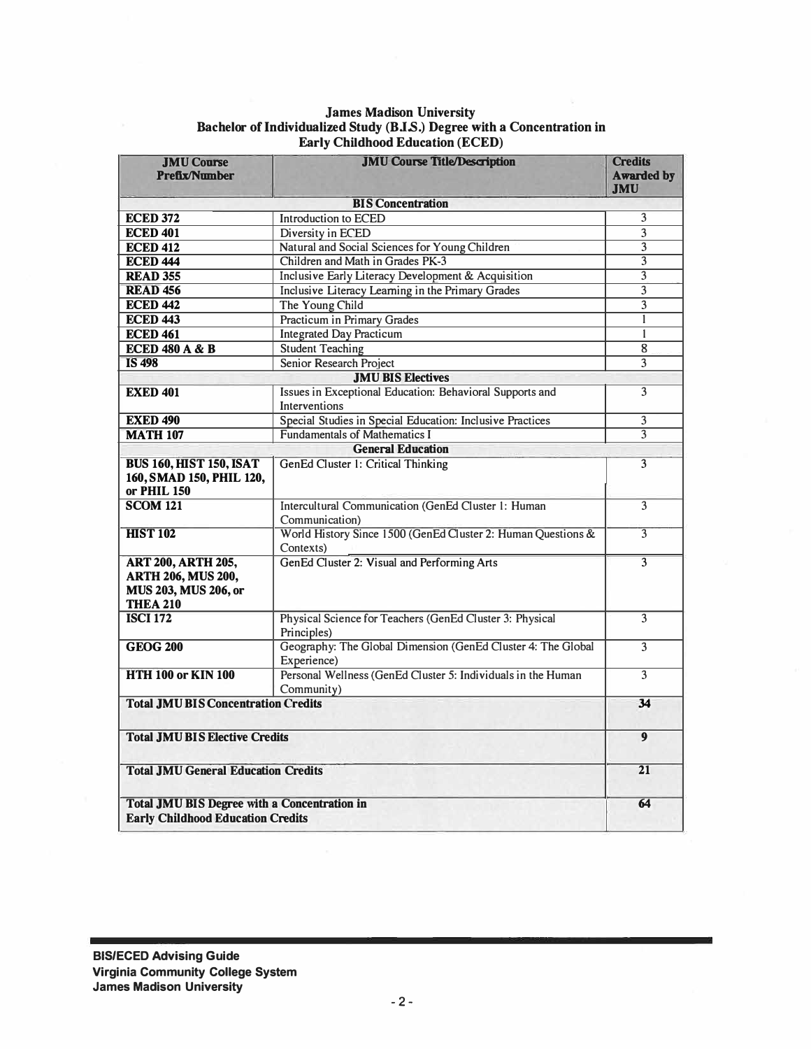**James Madison University**
**Bachelor of Individualized Study (B.I.S.) Degree with a Concentration in Early Childhood Education (ECED)**

| JMU Course Prefix/Number | JMU Course Title/Description | Credits Awarded by JMU |
|---|---|---|
| **BIS Concentration** | | |
| **ECED 372** | Introduction to ECED | 3 |
| **ECED 401** | Diversity in ECED | 3 |
| **ECED 412** | Natural and Social Sciences for Young Children | 3 |
| **ECED 444** | Children and Math in Grades PK-3 | 3 |
| **READ 355** | Inclusive Early Literacy Development & Acquisition | 3 |
| **READ 456** | Inclusive Literacy Learning in the Primary Grades | 3 |
| **ECED 442** | The Young Child | 3 |
| **ECED 443** | Practicum in Primary Grades | 1 |
| **ECED 461** | Integrated Day Practicum | 1 |
| **ECED 480 A & B** | Student Teaching | 8 |
| **IS 498** | Senior Research Project | 3 |
| **JMU BIS Electives** | | |
| **EXED 401** | Issues in Exceptional Education: Behavioral Supports and Interventions | 3 |
| **EXED 490** | Special Studies in Special Education: Inclusive Practices | 3 |
| **MATH 107** | Fundamentals of Mathematics I | 3 |
| **General Education** | | |
| **BUS 160, HIST 150, ISAT 160, SMAD 150, PHIL 120, or PHIL 150** | GenEd Cluster 1: Critical Thinking | 3 |
| **SCOM 121** | Intercultural Communication (GenEd Cluster 1: Human Communication) | 3 |
| **HIST 102** | World History Since 1500 (GenEd Cluster 2: Human Questions & Contexts) | 3 |
| **ART 200, ARTH 205, ARTH 206, MUS 200, MUS 203, MUS 206, or THEA 210** | GenEd Cluster 2: Visual and Performing Arts | 3 |
| **ISCI 172** | Physical Science for Teachers (GenEd Cluster 3: Physical Principles) | 3 |
| **GEOG 200** | Geography: The Global Dimension (GenEd Cluster 4: The Global Experience) | 3 |
| **HTH 100 or KIN 100** | Personal Wellness (GenEd Cluster 5: Individuals in the Human Community) | 3 |
| **Total JMU BIS Concentration Credits** | | **34** |
| **Total JMU BIS Elective Credits** | | **9** |
| **Total JMU General Education Credits** | | **21** |
| **Total JMU BIS Degree with a Concentration in Early Childhood Education Credits** | | **64** |

**BIS/ECED Advising Guide**
**Virginia Community College System**
**James Madison University**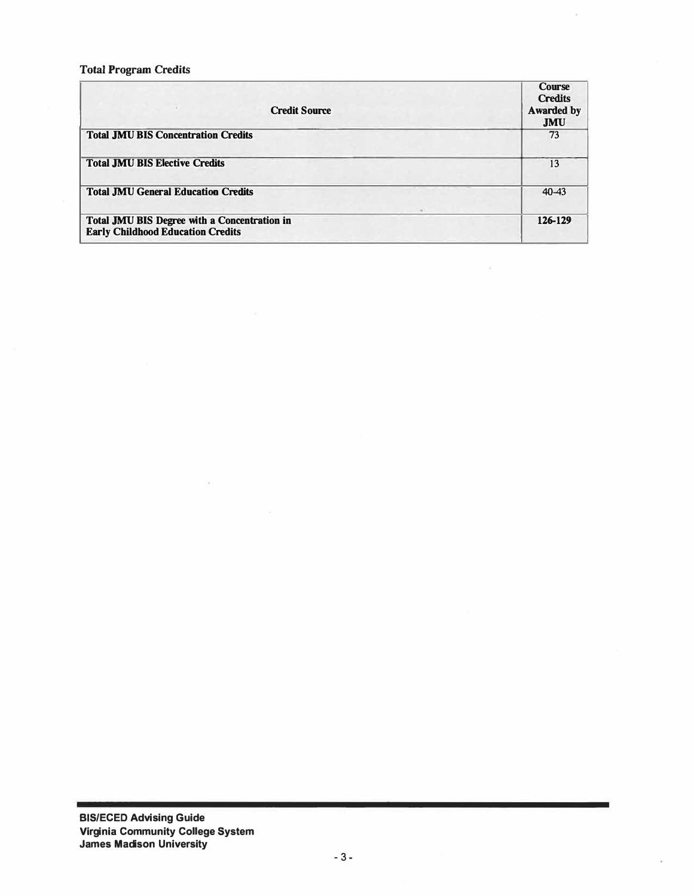### Total Program Credits

| Credit Source | Course Credits Awarded by JMU |
|---|---|
| **Total JMU BIS Concentration Credits** | 73 |
| **Total JMU BIS Elective Credits** | 13 |
| **Total JMU General Education Credits** | 40-43 |
| **Total JMU BIS Degree with a Concentration in Early Childhood Education Credits** | **126-129** |